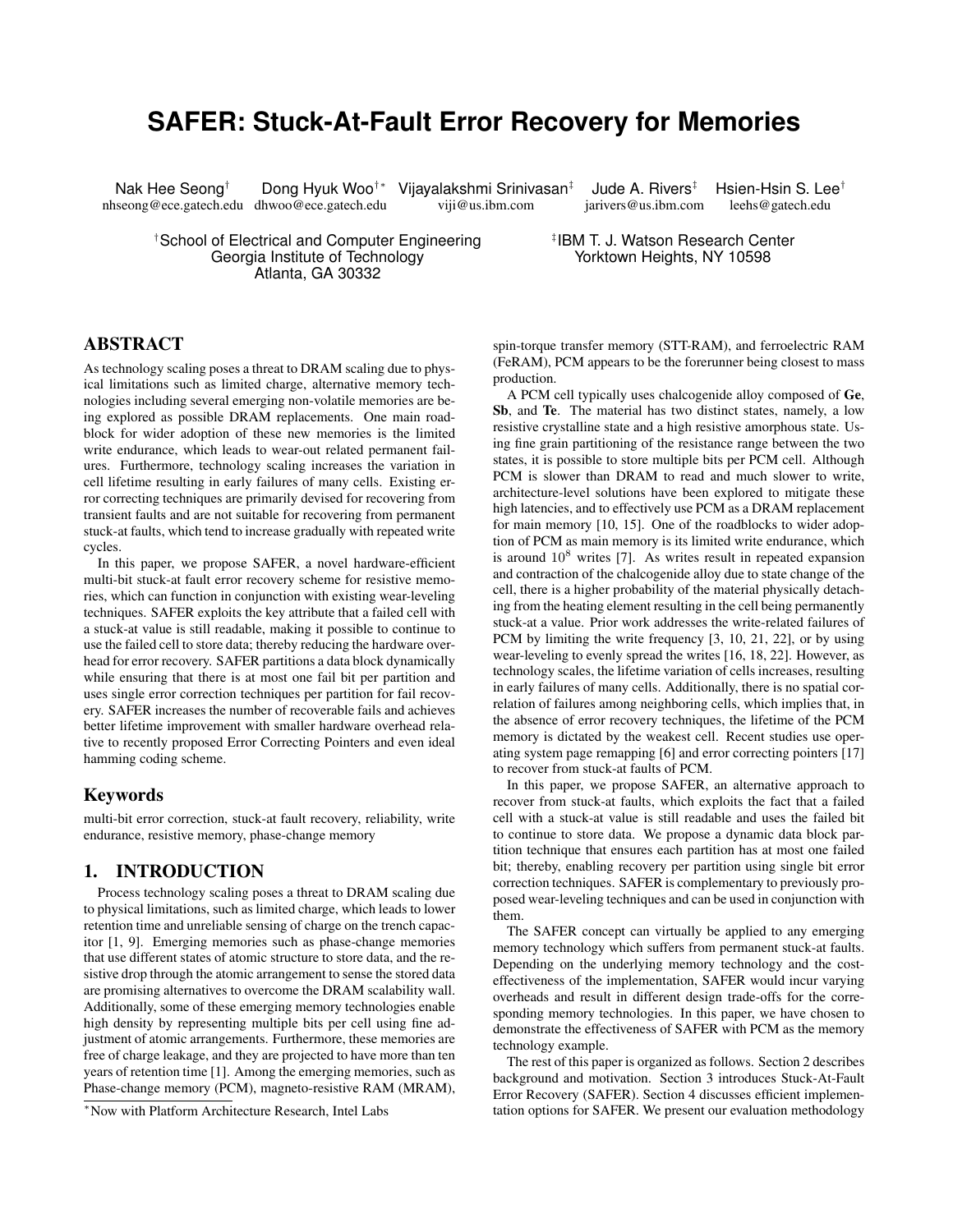# SAFER: Stuck-At-Fault Error Recovery for Memories

Nak Hee Seong[†] nhseong@ece.gatech.edu
Dong Hyuk Woo[†*] dhwoo@ece.gatech.edu
Vijayalakshmi Srinivasan[‡] viji@us.ibm.com
Jude A. Rivers[‡] jarivers@us.ibm.com
Hsien-Hsin S. Lee[†] leehs@gatech.edu

[†]School of Electrical and Computer Engineering
Georgia Institute of Technology
Atlanta, GA 30332

[‡]IBM T. J. Watson Research Center
Yorktown Heights, NY 10598

## ABSTRACT

As technology scaling poses a threat to DRAM scaling due to physical limitations such as limited charge, alternative memory technologies including several emerging non-volatile memories are being explored as possible DRAM replacements. One main roadblock for wider adoption of these new memories is the limited write endurance, which leads to wear-out related permanent failures. Furthermore, technology scaling increases the variation in cell lifetime resulting in early failures of many cells. Existing error correcting techniques are primarily devised for recovering from transient faults and are not suitable for recovering from permanent stuck-at faults, which tend to increase gradually with repeated write cycles.

In this paper, we propose SAFER, a novel hardware-efficient multi-bit stuck-at fault error recovery scheme for resistive memories, which can function in conjunction with existing wear-leveling techniques. SAFER exploits the key attribute that a failed cell with a stuck-at value is still readable, making it possible to continue to use the failed cell to store data; thereby reducing the hardware overhead for error recovery. SAFER partitions a data block dynamically while ensuring that there is at most one fail bit per partition and uses single error correction techniques per partition for fail recovery. SAFER increases the number of recoverable fails and achieves better lifetime improvement with smaller hardware overhead relative to recently proposed Error Correcting Pointers and even ideal hamming coding scheme.

## Keywords

multi-bit error correction, stuck-at fault recovery, reliability, write endurance, resistive memory, phase-change memory

## 1. INTRODUCTION

Process technology scaling poses a threat to DRAM scaling due to physical limitations, such as limited charge, which leads to lower retention time and unreliable sensing of charge on the trench capacitor [1, 9]. Emerging memories such as phase-change memories that use different states of atomic structure to store data, and the resistive drop through the atomic arrangement to sense the stored data are promising alternatives to overcome the DRAM scalability wall. Additionally, some of these emerging memory technologies enable high density by representing multiple bits per cell using fine adjustment of atomic arrangements. Furthermore, these memories are free of charge leakage, and they are projected to have more than ten years of retention time [1]. Among the emerging memories, such as Phase-change memory (PCM), magneto-resistive RAM (MRAM), spin-torque transfer memory (STT-RAM), and ferroelectric RAM (FeRAM), PCM appears to be the forerunner being closest to mass production.

A PCM cell typically uses chalcogenide alloy composed of **Ge**, **Sb**, and **Te**. The material has two distinct states, namely, a low resistive crystalline state and a high resistive amorphous state. Using fine grain partitioning of the resistance range between the two states, it is possible to store multiple bits per PCM cell. Although PCM is slower than DRAM to read and much slower to write, architecture-level solutions have been explored to mitigate these high latencies, and to effectively use PCM as a DRAM replacement for main memory [10, 15]. One of the roadblocks to wider adoption of PCM as main memory is its limited write endurance, which is around $10^8$ writes [7]. As writes result in repeated expansion and contraction of the chalcogenide alloy due to state change of the cell, there is a higher probability of the material physically detaching from the heating element resulting in the cell being permanently stuck-at a value. Prior work addresses the write-related failures of PCM by limiting the write frequency [3, 10, 21, 22], or by using wear-leveling to evenly spread the writes [16, 18, 22]. However, as technology scales, the lifetime variation of cells increases, resulting in early failures of many cells. Additionally, there is no spatial correlation of failures among neighboring cells, which implies that, in the absence of error recovery techniques, the lifetime of the PCM memory is dictated by the weakest cell. Recent studies use operating system page remapping [6] and error correcting pointers [17] to recover from stuck-at faults of PCM.

In this paper, we propose SAFER, an alternative approach to recover from stuck-at faults, which exploits the fact that a failed cell with a stuck-at value is still readable and uses the failed bit to continue to store data. We propose a dynamic data block partition technique that ensures each partition has at most one failed bit; thereby, enabling recovery per partition using single bit error correction techniques. SAFER is complementary to previously proposed wear-leveling techniques and can be used in conjunction with them.

The SAFER concept can virtually be applied to any emerging memory technology which suffers from permanent stuck-at faults. Depending on the underlying memory technology and the cost-effectiveness of the implementation, SAFER would incur varying overheads and result in different design trade-offs for the corresponding memory technologies. In this paper, we have chosen to demonstrate the effectiveness of SAFER with PCM as the memory technology example.

The rest of this paper is organized as follows. Section 2 describes background and motivation. Section 3 introduces Stuck-At-Fault Error Recovery (SAFER). Section 4 discusses efficient implementation options for SAFER. We present our evaluation methodology

*Now with Platform Architecture Research, Intel Labs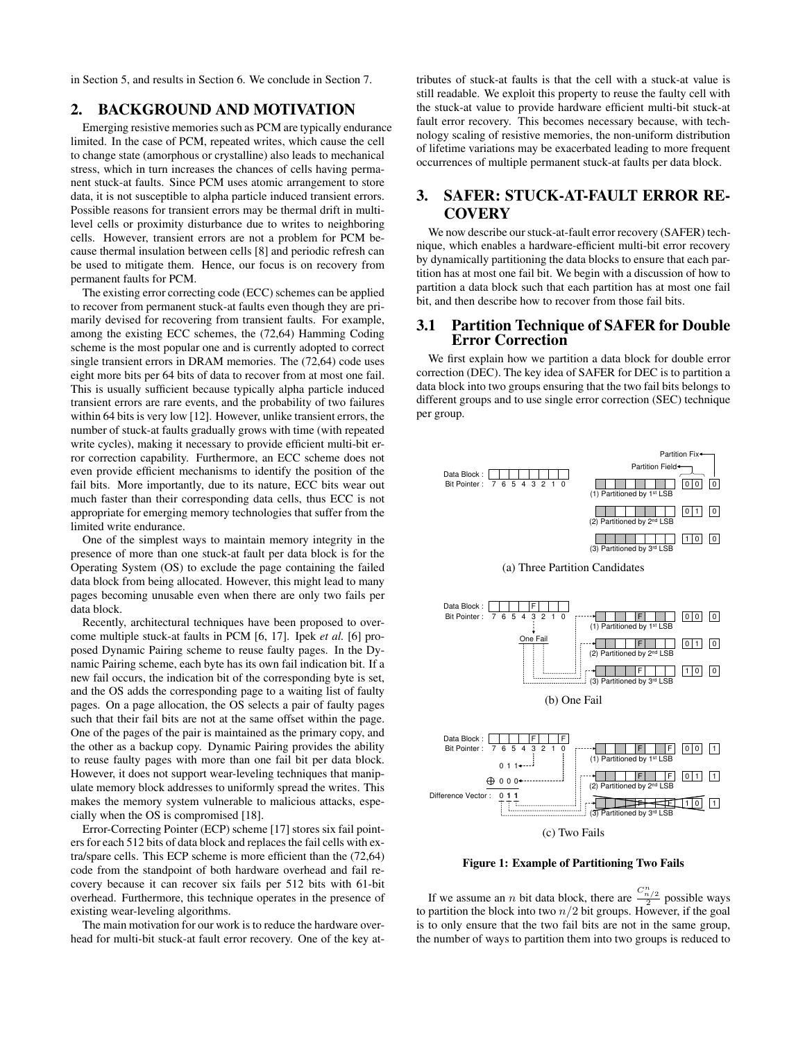in Section 5, and results in Section 6. We conclude in Section 7.

## 2. BACKGROUND AND MOTIVATION

Emerging resistive memories such as PCM are typically endurance limited. In the case of PCM, repeated writes, which cause the cell to change state (amorphous or crystalline) also leads to mechanical stress, which in turn increases the chances of cells having permanent stuck-at faults. Since PCM uses atomic arrangement to store data, it is not susceptible to alpha particle induced transient errors. Possible reasons for transient errors may be thermal drift in multi-level cells or proximity disturbance due to writes to neighboring cells. However, transient errors are not a problem for PCM because thermal insulation between cells [8] and periodic refresh can be used to mitigate them. Hence, our focus is on recovery from permanent faults for PCM.

The existing error correcting code (ECC) schemes can be applied to recover from permanent stuck-at faults even though they are primarily devised for recovering from transient faults. For example, among the existing ECC schemes, the (72,64) Hamming Coding scheme is the most popular one and is currently adopted to correct single transient errors in DRAM memories. The (72,64) code uses eight more bits per 64 bits of data to recover from at most one fail. This is usually sufficient because typically alpha particle induced transient errors are rare events, and the probability of two failures within 64 bits is very low [12]. However, unlike transient errors, the number of stuck-at faults gradually grows with time (with repeated write cycles), making it necessary to provide efficient multi-bit error correction capability. Furthermore, an ECC scheme does not even provide efficient mechanisms to identify the position of the fail bits. More importantly, due to its nature, ECC bits wear out much faster than their corresponding data cells, thus ECC is not appropriate for emerging memory technologies that suffer from the limited write endurance.

One of the simplest ways to maintain memory integrity in the presence of more than one stuck-at fault per data block is for the Operating System (OS) to exclude the page containing the failed data block from being allocated. However, this might lead to many pages becoming unusable even when there are only two fails per data block.

Recently, architectural techniques have been proposed to overcome multiple stuck-at faults in PCM [6, 17]. Ipek *et al.* [6] proposed Dynamic Pairing scheme to reuse faulty pages. In the Dynamic Pairing scheme, each byte has its own fail indication bit. If a new fail occurs, the indication bit of the corresponding byte is set, and the OS adds the corresponding page to a waiting list of faulty pages. On a page allocation, the OS selects a pair of faulty pages such that their fail bits are not at the same offset within the page. One of the pages of the pair is maintained as the primary copy, and the other as a backup copy. Dynamic Pairing provides the ability to reuse faulty pages with more than one fail bit per data block. However, it does not support wear-leveling techniques that manipulate memory block addresses to uniformly spread the writes. This makes the memory system vulnerable to malicious attacks, especially when the OS is compromised [18].

Error-Correcting Pointer (ECP) scheme [17] stores six fail pointers for each 512 bits of data block and replaces the fail cells with extra/spare cells. This ECP scheme is more efficient than the (72,64) code from the standpoint of both hardware overhead and fail recovery because it can recover six fails per 512 bits with 61-bit overhead. Furthermore, this technique operates in the presence of existing wear-leveling algorithms.

The main motivation for our work is to reduce the hardware overhead for multi-bit stuck-at fault error recovery. One of the key attributes of stuck-at faults is that the cell with a stuck-at value is still readable. We exploit this property to reuse the faulty cell with the stuck-at value to provide hardware efficient multi-bit stuck-at fault error recovery. This becomes necessary because, with technology scaling of resistive memories, the non-uniform distribution of lifetime variations may be exacerbated leading to more frequent occurrences of multiple permanent stuck-at faults per data block.

## 3. SAFER: STUCK-AT-FAULT ERROR RECOVERY

We now describe our stuck-at-fault error recovery (SAFER) technique, which enables a hardware-efficient multi-bit error recovery by dynamically partitioning the data blocks to ensure that each partition has at most one fail bit. We begin with a discussion of how to partition a data block such that each partition has at most one fail bit, and then describe how to recover from those fail bits.

### 3.1 Partition Technique of SAFER for Double Error Correction

We first explain how we partition a data block for double error correction (DEC). The key idea of SAFER for DEC is to partition a data block into two groups ensuring that the two fail bits belongs to different groups and to use single error correction (SEC) technique per group.

Data Block :
Bit Pointer : 7 6 5 4 3 2 1 0
Partition Fix
Partition Field
(1) Partitioned by 1st LSB 0 0 0
(2) Partitioned by 2nd LSB 0 1 0
(3) Partitioned by 3rd LSB 1 0 0

(a) Three Partition Candidates

Data Block : F
Bit Pointer : 7 6 5 4 3 2 1 0
One Fail
(1) Partitioned by 1st LSB 0 0 0
(2) Partitioned by 2nd LSB 0 1 0
(3) Partitioned by 3rd LSB 1 0 0

(b) One Fail

Data Block : F F
Bit Pointer : 7 6 5 4 3 2 1 0
0 1 1
⊕ 0 0 0
Difference Vector : 0 1 1
(1) Partitioned by 1st LSB 0 0 1
(2) Partitioned by 2nd LSB 0 1 1
(3) Partitioned by 3rd LSB 1 0 1

(c) Two Fails

**Figure 1: Example of Partitioning Two Fails**

If we assume an $n$ bit data block, there are $\frac{C^n_{n/2}}{2}$ possible ways to partition the block into two $n/2$ bit groups. However, if the goal is to only ensure that the two fail bits are not in the same group, the number of ways to partition them into two groups is reduced to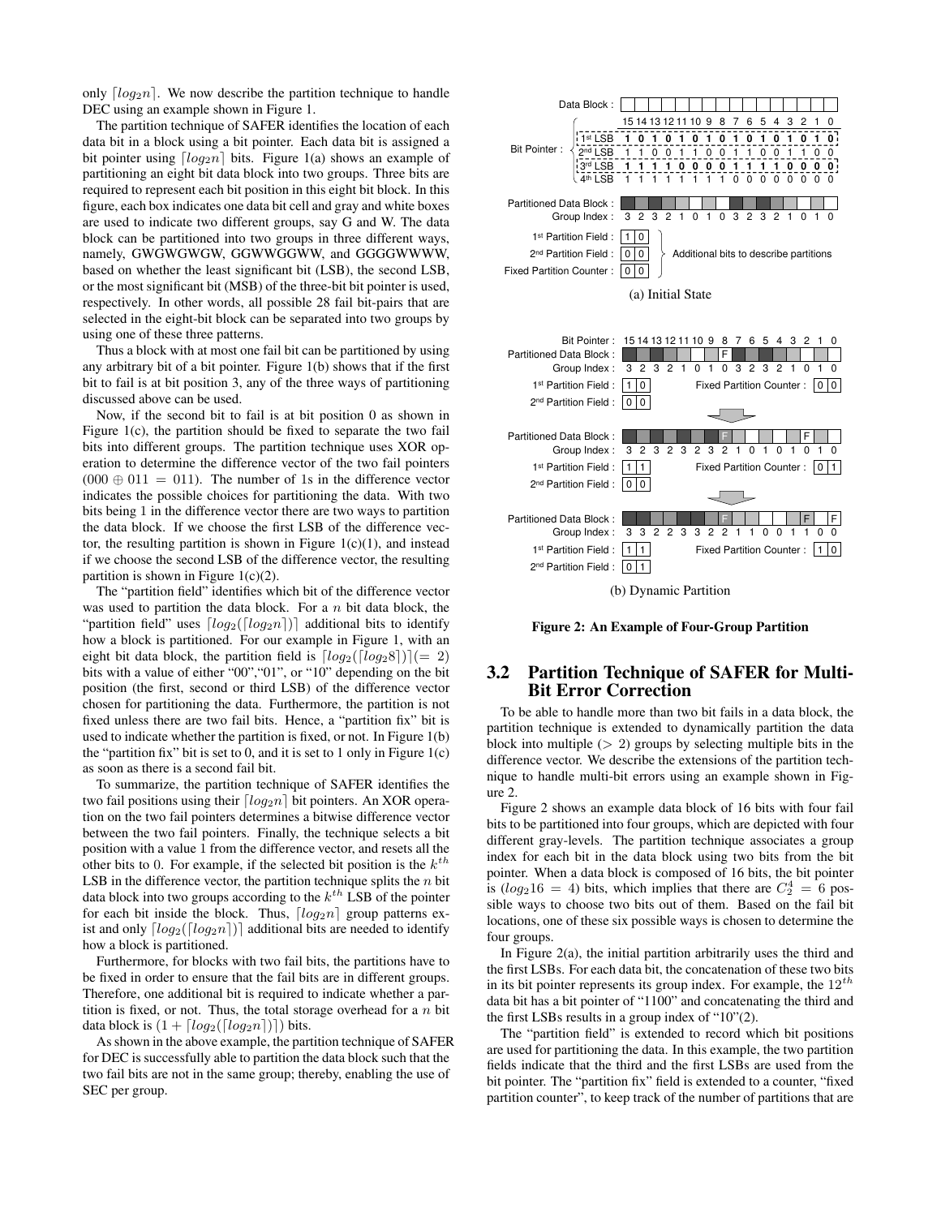only $\lceil log_2 n \rceil$. We now describe the partition technique to handle DEC using an example shown in Figure 1.

The partition technique of SAFER identifies the location of each data bit in a block using a bit pointer. Each data bit is assigned a bit pointer using $\lceil log_2 n \rceil$ bits. Figure 1(a) shows an example of partitioning an eight bit data block into two groups. Three bits are required to represent each bit position in this eight bit block. In this figure, each box indicates one data bit cell and gray and white boxes are used to indicate two different groups, say G and W. The data block can be partitioned into two groups in three different ways, namely, GWGWGWGW, GGWWGGWW, and GGGGWWWW, based on whether the least significant bit (LSB), the second LSB, or the most significant bit (MSB) of the three-bit bit pointer is used, respectively. In other words, all possible 28 fail bit-pairs that are selected in the eight-bit block can be separated into two groups by using one of these three patterns.

Thus a block with at most one fail bit can be partitioned by using any arbitrary bit of a bit pointer. Figure 1(b) shows that if the first bit to fail is at bit position 3, any of the three ways of partitioning discussed above can be used.

Now, if the second bit to fail is at bit position 0 as shown in Figure 1(c), the partition should be fixed to separate the two fail bits into different groups. The partition technique uses XOR operation to determine the difference vector of the two fail pointers ($000 \oplus 011 = 011$). The number of 1s in the difference vector indicates the possible choices for partitioning the data. With two bits being 1 in the difference vector there are two ways to partition the data block. If we choose the first LSB of the difference vector, the resulting partition is shown in Figure 1(c)(1), and instead if we choose the second LSB of the difference vector, the resulting partition is shown in Figure 1(c)(2).

The "partition field" identifies which bit of the difference vector was used to partition the data block. For a $n$ bit data block, the "partition field" uses $\lceil log_2(\lceil log_2 n \rceil) \rceil$ additional bits to identify how a block is partitioned. For our example in Figure 1, with an eight bit data block, the partition field is $\lceil log_2(\lceil log_2 8 \rceil) \rceil (= 2)$ bits with a value of either "00","01", or "10" depending on the bit position (the first, second or third LSB) of the difference vector chosen for partitioning the data. Furthermore, the partition is not fixed unless there are two fail bits. Hence, a "partition fix" bit is used to indicate whether the partition is fixed, or not. In Figure 1(b) the "partition fix" bit is set to 0, and it is set to 1 only in Figure 1(c) as soon as there is a second fail bit.

To summarize, the partition technique of SAFER identifies the two fail positions using their $\lceil log_2 n \rceil$ bit pointers. An XOR operation on the two fail pointers determines a bitwise difference vector between the two fail pointers. Finally, the technique selects a bit position with a value 1 from the difference vector, and resets all the other bits to 0. For example, if the selected bit position is the $k^{th}$ LSB in the difference vector, the partition technique splits the $n$ bit data block into two groups according to the $k^{th}$ LSB of the pointer for each bit inside the block. Thus, $\lceil log_2 n \rceil$ group patterns exist and only $\lceil log_2(\lceil log_2 n \rceil) \rceil$ additional bits are needed to identify how a block is partitioned.

Furthermore, for blocks with two fail bits, the partitions have to be fixed in order to ensure that the fail bits are in different groups. Therefore, one additional bit is required to indicate whether a partition is fixed, or not. Thus, the total storage overhead for a $n$ bit data block is $(1 + \lceil log_2(\lceil log_2 n \rceil) \rceil)$ bits.

As shown in the above example, the partition technique of SAFER for DEC is successfully able to partition the data block such that the two fail bits are not in the same group; thereby, enabling the use of SEC per group.

Data Block :

Bit Pointer :

| | 15 | 14 | 13 | 12 | 11 | 10 | 9 | 8 | 7 | 6 | 5 | 4 | 3 | 2 | 1 | 0 |
|---|---|---|---|---|---|---|---|---|---|---|---|---|---|---|---|---|
| 1st LSB | 1 | 0 | 1 | 0 | 1 | 0 | 1 | 0 | 1 | 0 | 1 | 0 | 1 | 0 | 1 | 0 |
| 2nd LSB | 1 | 1 | 0 | 0 | 1 | 1 | 0 | 0 | 1 | 1 | 0 | 0 | 1 | 1 | 0 | 0 |
| 3rd LSB | 1 | 1 | 1 | 1 | 0 | 0 | 0 | 0 | 1 | 1 | 1 | 1 | 0 | 0 | 0 | 0 |
| 4th LSB | 1 | 1 | 1 | 1 | 1 | 1 | 1 | 1 | 0 | 0 | 0 | 0 | 0 | 0 | 0 | 0 |

Partitioned Data Block :
Group Index : 3 2 3 2 1 0 1 0 3 2 3 2 1 0 1 0

1st Partition Field : 1 0
2nd Partition Field : 0 0
Fixed Partition Counter : 0 0
Additional bits to describe partitions

(a) Initial State

Bit Pointer : 15 14 13 12 11 10 9 8 7 6 5 4 3 2 1 0
Partitioned Data Block : F (bit 8)
Group Index : 3 2 3 2 1 0 1 0 3 2 3 2 1 0 1 0
1st Partition Field : 1 0 — Fixed Partition Counter : 0 0
2nd Partition Field : 0 0

Partitioned Data Block : F (bit 8), F (bit 2)
Group Index : 3 2 3 2 3 2 3 2 1 0 1 0 1 0 1 0
1st Partition Field : 1 1 — Fixed Partition Counter : 0 1
2nd Partition Field : 0 0

Partitioned Data Block : F (bit 8), F (bit 2), F (bit 0)
Group Index : 3 3 2 2 3 3 2 2 1 1 0 0 1 1 0 0
1st Partition Field : 1 1 — Fixed Partition Counter : 1 0
2nd Partition Field : 0 1

(b) Dynamic Partition

**Figure 2: An Example of Four-Group Partition**

## 3.2 Partition Technique of SAFER for Multi-Bit Error Correction

To be able to handle more than two bit fails in a data block, the partition technique is extended to dynamically partition the data block into multiple ($> 2$) groups by selecting multiple bits in the difference vector. We describe the extensions of the partition technique to handle multi-bit errors using an example shown in Figure 2.

Figure 2 shows an example data block of 16 bits with four fail bits to be partitioned into four groups, which are depicted with four different gray-levels. The partition technique associates a group index for each bit in the data block using two bits from the bit pointer. When a data block is composed of 16 bits, the bit pointer is ($log_2 16 = 4$) bits, which implies that there are $C_2^4 = 6$ possible ways to choose two bits out of them. Based on the fail bit locations, one of these six possible ways is chosen to determine the four groups.

In Figure 2(a), the initial partition arbitrarily uses the third and the first LSBs. For each data bit, the concatenation of these two bits in its bit pointer represents its group index. For example, the $12^{th}$ data bit has a bit pointer of "1100" and concatenating the third and the first LSBs results in a group index of "10"(2).

The "partition field" is extended to record which bit positions are used for partitioning the data. In this example, the two partition fields indicate that the third and the first LSBs are used from the bit pointer. The "partition fix" field is extended to a counter, "fixed partition counter", to keep track of the number of partitions that are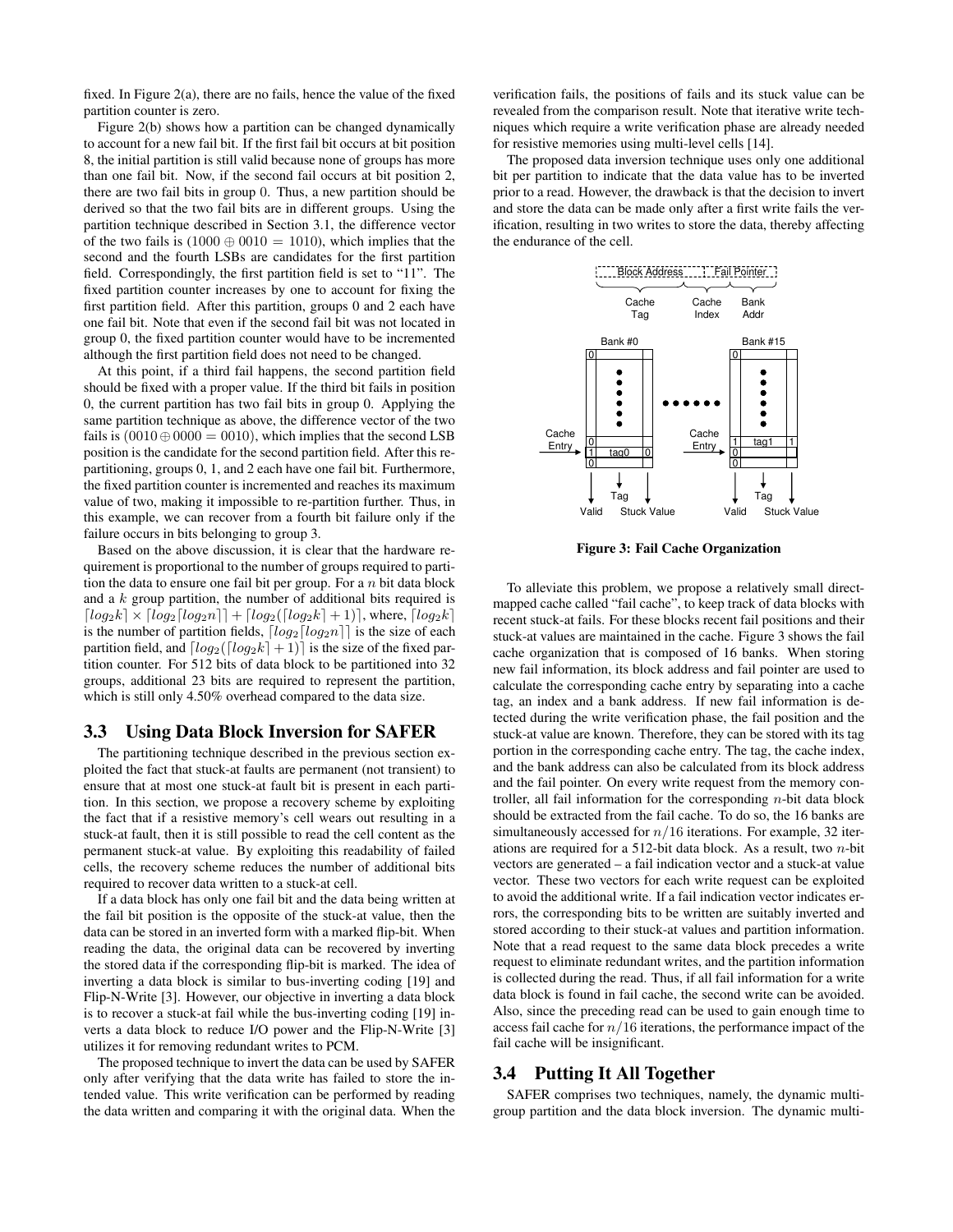fixed. In Figure 2(a), there are no fails, hence the value of the fixed partition counter is zero.

Figure 2(b) shows how a partition can be changed dynamically to account for a new fail bit. If the first fail bit occurs at bit position 8, the initial partition is still valid because none of groups has more than one fail bit. Now, if the second fail occurs at bit position 2, there are two fail bits in group 0. Thus, a new partition should be derived so that the two fail bits are in different groups. Using the partition technique described in Section 3.1, the difference vector of the two fails is ($1000 \oplus 0010 = 1010$), which implies that the second and the fourth LSBs are candidates for the first partition field. Correspondingly, the first partition field is set to "11". The fixed partition counter increases by one to account for fixing the first partition field. After this partition, groups 0 and 2 each have one fail bit. Note that even if the second fail bit was not located in group 0, the fixed partition counter would have to be incremented although the first partition field does not need to be changed.

At this point, if a third fail happens, the second partition field should be fixed with a proper value. If the third bit fails in position 0, the current partition has two fail bits in group 0. Applying the same partition technique as above, the difference vector of the two fails is ($0010 \oplus 0000 = 0010$), which implies that the second LSB position is the candidate for the second partition field. After this re-partitioning, groups 0, 1, and 2 each have one fail bit. Furthermore, the fixed partition counter is incremented and reaches its maximum value of two, making it impossible to re-partition further. Thus, in this example, we can recover from a fourth bit failure only if the failure occurs in bits belonging to group 3.

Based on the above discussion, it is clear that the hardware requirement is proportional to the number of groups required to partition the data to ensure one fail bit per group. For a $n$ bit data block and a $k$ group partition, the number of additional bits required is $\lceil log_2 k \rceil \times \lceil log_2 \lceil log_2 n \rceil \rceil + \lceil log_2(\lceil log_2 k \rceil + 1) \rceil$, where, $\lceil log_2 k \rceil$ is the number of partition fields, $\lceil log_2 \lceil log_2 n \rceil \rceil$ is the size of each partition field, and $\lceil log_2(\lceil log_2 k \rceil + 1) \rceil$ is the size of the fixed partition counter. For 512 bits of data block to be partitioned into 32 groups, additional 23 bits are required to represent the partition, which is still only 4.50% overhead compared to the data size.

### 3.3 Using Data Block Inversion for SAFER

The partitioning technique described in the previous section exploited the fact that stuck-at faults are permanent (not transient) to ensure that at most one stuck-at fault bit is present in each partition. In this section, we propose a recovery scheme by exploiting the fact that if a resistive memory's cell wears out resulting in a stuck-at fault, then it is still possible to read the cell content as the permanent stuck-at value. By exploiting this readability of failed cells, the recovery scheme reduces the number of additional bits required to recover data written to a stuck-at cell.

If a data block has only one fail bit and the data being written at the fail bit position is the opposite of the stuck-at value, then the data can be stored in an inverted form with a marked flip-bit. When reading the data, the original data can be recovered by inverting the stored data if the corresponding flip-bit is marked. The idea of inverting a data block is similar to bus-inverting coding [19] and Flip-N-Write [3]. However, our objective in inverting a data block is to recover a stuck-at fail while the bus-inverting coding [19] inverts a data block to reduce I/O power and the Flip-N-Write [3] utilizes it for removing redundant writes to PCM.

The proposed technique to invert the data can be used by SAFER only after verifying that the data write has failed to store the intended value. This write verification can be performed by reading the data written and comparing it with the original data. When the verification fails, the positions of fails and its stuck value can be revealed from the comparison result. Note that iterative write techniques which require a write verification phase are already needed for resistive memories using multi-level cells [14].

The proposed data inversion technique uses only one additional bit per partition to indicate that the data value has to be inverted prior to a read. However, the drawback is that the decision to invert and store the data can be made only after a first write fails the verification, resulting in two writes to store the data, thereby affecting the endurance of the cell.

**Figure 3: Fail Cache Organization**

To alleviate this problem, we propose a relatively small direct-mapped cache called "fail cache", to keep track of data blocks with recent stuck-at fails. For these blocks recent fail positions and their stuck-at values are maintained in the cache. Figure 3 shows the fail cache organization that is composed of 16 banks. When storing new fail information, its block address and fail pointer are used to calculate the corresponding cache entry by separating into a cache tag, an index and a bank address. If new fail information is detected during the write verification phase, the fail position and the stuck-at value are known. Therefore, they can be stored with its tag portion in the corresponding cache entry. The tag, the cache index, and the bank address can also be calculated from its block address and the fail pointer. On every write request from the memory controller, all fail information for the corresponding $n$-bit data block should be extracted from the fail cache. To do so, the 16 banks are simultaneously accessed for $n/16$ iterations. For example, 32 iterations are required for a 512-bit data block. As a result, two $n$-bit vectors are generated – a fail indication vector and a stuck-at value vector. These two vectors for each write request can be exploited to avoid the additional write. If a fail indication vector indicates errors, the corresponding bits to be written are suitably inverted and stored according to their stuck-at values and partition information. Note that a read request to the same data block precedes a write request to eliminate redundant writes, and the partition information is collected during the read. Thus, if all fail information for a write data block is found in fail cache, the second write can be avoided. Also, since the preceding read can be used to gain enough time to access fail cache for $n/16$ iterations, the performance impact of the fail cache will be insignificant.

### 3.4 Putting It All Together

SAFER comprises two techniques, namely, the dynamic multi-group partition and the data block inversion. The dynamic multi-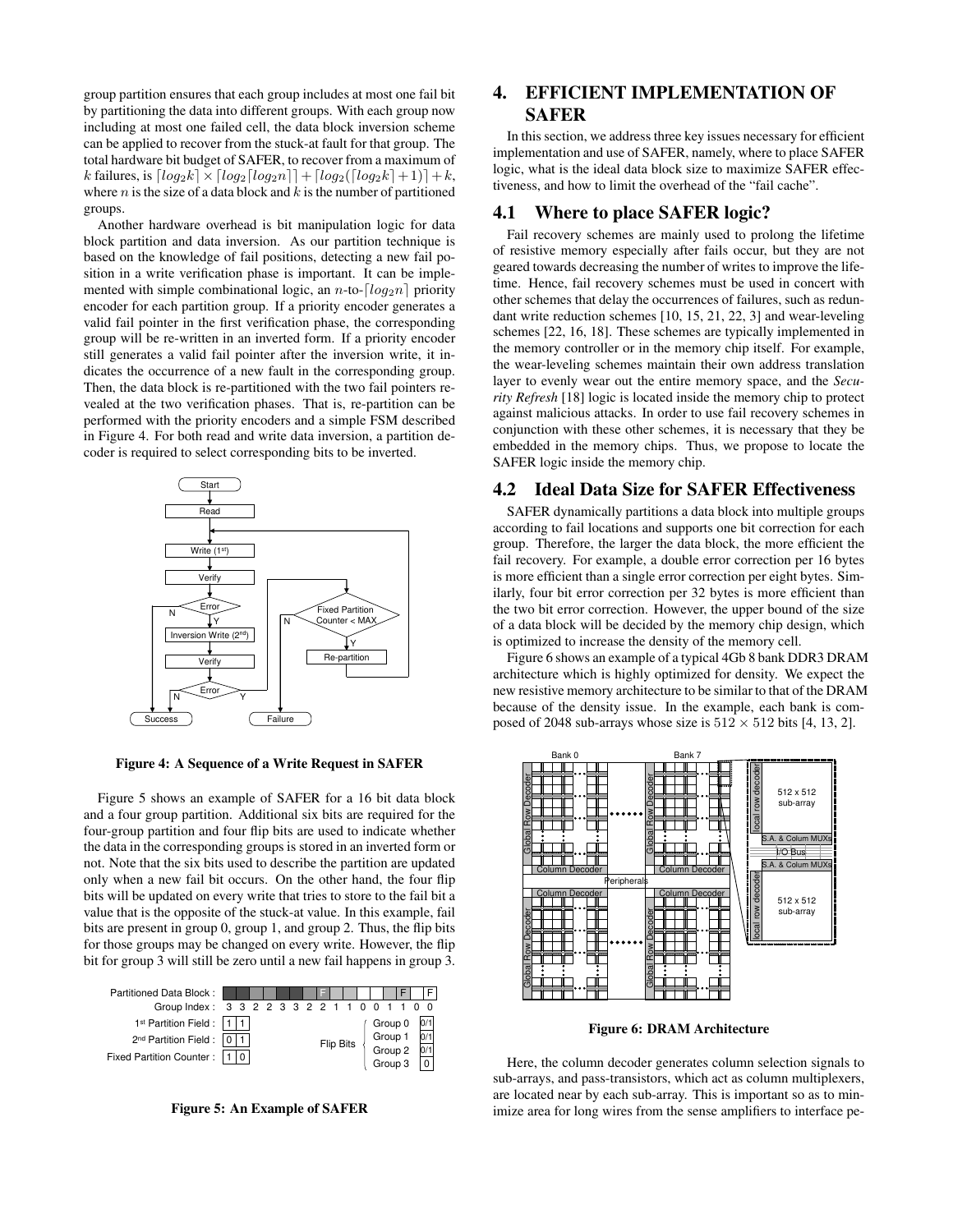group partition ensures that each group includes at most one fail bit by partitioning the data into different groups. With each group now including at most one failed cell, the data block inversion scheme can be applied to recover from the stuck-at fault for that group. The total hardware bit budget of SAFER, to recover from a maximum of $k$ failures, is $\lceil log_2 k \rceil \times \lceil log_2 \lceil log_2 n \rceil \rceil + \lceil log_2(\lceil log_2 k \rceil + 1) \rceil + k$, where $n$ is the size of a data block and $k$ is the number of partitioned groups.

Another hardware overhead is bit manipulation logic for data block partition and data inversion. As our partition technique is based on the knowledge of fail positions, detecting a new fail position in a write verification phase is important. It can be implemented with simple combinational logic, an $n$-to-$\lceil log_2 n \rceil$ priority encoder for each partition group. If a priority encoder generates a valid fail pointer in the first verification phase, the corresponding group will be re-written in an inverted form. If a priority encoder still generates a valid fail pointer after the inversion write, it indicates the occurrence of a new fault in the corresponding group. Then, the data block is re-partitioned with the two fail pointers revealed at the two verification phases. That is, re-partition can be performed with the priority encoders and a simple FSM described in Figure 4. For both read and write data inversion, a partition decoder is required to select corresponding bits to be inverted.

**Figure 4: A Sequence of a Write Request in SAFER**

Figure 5 shows an example of SAFER for a 16 bit data block and a four group partition. Additional six bits are required for the four-group partition and four flip bits are used to indicate whether the data in the corresponding groups is stored in an inverted form or not. Note that the six bits used to describe the partition are updated only when a new fail bit occurs. On the other hand, the four flip bits will be updated on every write that tries to store to the fail bit a value that is the opposite of the stuck-at value. In this example, fail bits are present in group 0, group 1, and group 2. Thus, the flip bits for those groups may be changed on every write. However, the flip bit for group 3 will still be zero until a new fail happens in group 3.

**Figure 5: An Example of SAFER**

## 4. EFFICIENT IMPLEMENTATION OF SAFER

In this section, we address three key issues necessary for efficient implementation and use of SAFER, namely, where to place SAFER logic, what is the ideal data block size to maximize SAFER effectiveness, and how to limit the overhead of the "fail cache".

### 4.1 Where to place SAFER logic?

Fail recovery schemes are mainly used to prolong the lifetime of resistive memory especially after fails occur, but they are not geared towards decreasing the number of writes to improve the lifetime. Hence, fail recovery schemes must be used in concert with other schemes that delay the occurrences of failures, such as redundant write reduction schemes [10, 15, 21, 22, 3] and wear-leveling schemes [22, 16, 18]. These schemes are typically implemented in the memory controller or in the memory chip itself. For example, the wear-leveling schemes maintain their own address translation layer to evenly wear out the entire memory space, and the *Security Refresh* [18] logic is located inside the memory chip to protect against malicious attacks. In order to use fail recovery schemes in conjunction with these other schemes, it is necessary that they be embedded in the memory chips. Thus, we propose to locate the SAFER logic inside the memory chip.

### 4.2 Ideal Data Size for SAFER Effectiveness

SAFER dynamically partitions a data block into multiple groups according to fail locations and supports one bit correction for each group. Therefore, the larger the data block, the more efficient the fail recovery. For example, a double error correction per 16 bytes is more efficient than a single error correction per eight bytes. Similarly, four bit error correction per 32 bytes is more efficient than the two bit error correction. However, the upper bound of the size of a data block will be decided by the memory chip design, which is optimized to increase the density of the memory cell.

Figure 6 shows an example of a typical 4Gb 8 bank DDR3 DRAM architecture which is highly optimized for density. We expect the new resistive memory architecture to be similar to that of the DRAM because of the density issue. In the example, each bank is composed of 2048 sub-arrays whose size is $512 \times 512$ bits [4, 13, 2].

**Figure 6: DRAM Architecture**

Here, the column decoder generates column selection signals to sub-arrays, and pass-transistors, which act as column multiplexers, are located near by each sub-array. This is important so as to minimize area for long wires from the sense amplifiers to interface pe-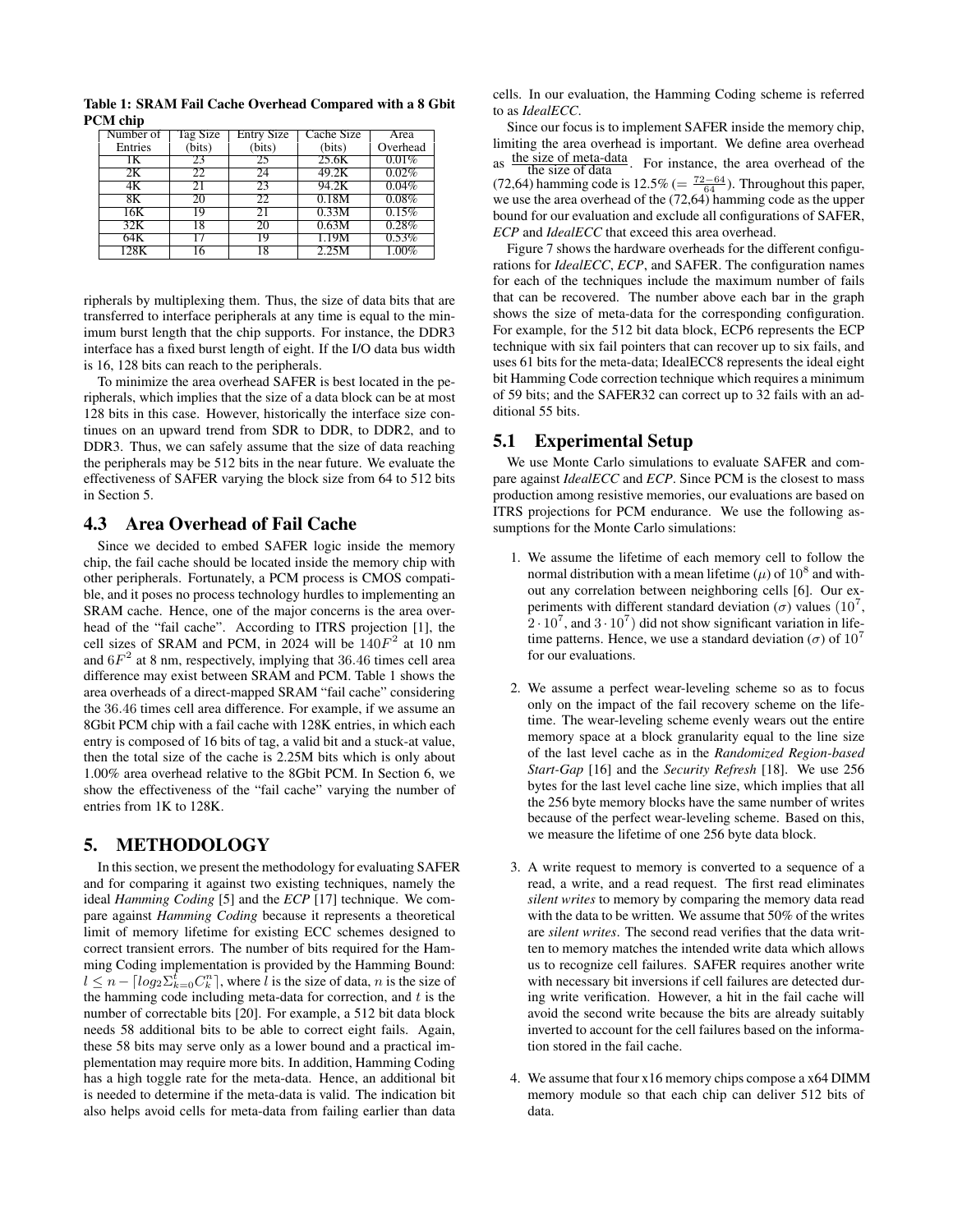**Table 1: SRAM Fail Cache Overhead Compared with a 8 Gbit PCM chip**

| Number of Entries | Tag Size (bits) | Entry Size (bits) | Cache Size (bits) | Area Overhead |
|---|---|---|---|---|
| 1K | 23 | 25 | 25.6K | 0.01% |
| 2K | 22 | 24 | 49.2K | 0.02% |
| 4K | 21 | 23 | 94.2K | 0.04% |
| 8K | 20 | 22 | 0.18M | 0.08% |
| 16K | 19 | 21 | 0.33M | 0.15% |
| 32K | 18 | 20 | 0.63M | 0.28% |
| 64K | 17 | 19 | 1.19M | 0.53% |
| 128K | 16 | 18 | 2.25M | 1.00% |

ripherals by multiplexing them. Thus, the size of data bits that are transferred to interface peripherals at any time is equal to the minimum burst length that the chip supports. For instance, the DDR3 interface has a fixed burst length of eight. If the I/O data bus width is 16, 128 bits can reach to the peripherals.

To minimize the area overhead SAFER is best located in the peripherals, which implies that the size of a data block can be at most 128 bits in this case. However, historically the interface size continues on an upward trend from SDR to DDR, to DDR2, and to DDR3. Thus, we can safely assume that the size of data reaching the peripherals may be 512 bits in the near future. We evaluate the effectiveness of SAFER varying the block size from 64 to 512 bits in Section 5.

## 4.3 Area Overhead of Fail Cache

Since we decided to embed SAFER logic inside the memory chip, the fail cache should be located inside the memory chip with other peripherals. Fortunately, a PCM process is CMOS compatible, and it poses no process technology hurdles to implementing an SRAM cache. Hence, one of the major concerns is the area overhead of the "fail cache". According to ITRS projection [1], the cell sizes of SRAM and PCM, in 2024 will be $140F^2$ at 10 nm and $6F^2$ at 8 nm, respectively, implying that $36.46$ times cell area difference may exist between SRAM and PCM. Table 1 shows the area overheads of a direct-mapped SRAM "fail cache" considering the $36.46$ times cell area difference. For example, if we assume an 8Gbit PCM chip with a fail cache with 128K entries, in which each entry is composed of 16 bits of tag, a valid bit and a stuck-at value, then the total size of the cache is 2.25M bits which is only about 1.00% area overhead relative to the 8Gbit PCM. In Section 6, we show the effectiveness of the "fail cache" varying the number of entries from 1K to 128K.

# 5. METHODOLOGY

In this section, we present the methodology for evaluating SAFER and for comparing it against two existing techniques, namely the ideal *Hamming Coding* [5] and the *ECP* [17] technique. We compare against *Hamming Coding* because it represents a theoretical limit of memory lifetime for existing ECC schemes designed to correct transient errors. The number of bits required for the Hamming Coding implementation is provided by the Hamming Bound: $l \leq n - \lceil log_2 \Sigma_{k=0}^{t} C_k^n \rceil$, where $l$ is the size of data, $n$ is the size of the hamming code including meta-data for correction, and $t$ is the number of correctable bits [20]. For example, a 512 bit data block needs 58 additional bits to be able to correct eight fails. Again, these 58 bits may serve only as a lower bound and a practical implementation may require more bits. In addition, Hamming Coding has a high toggle rate for the meta-data. Hence, an additional bit is needed to determine if the meta-data is valid. The indication bit also helps avoid cells for meta-data from failing earlier than data cells. In our evaluation, the Hamming Coding scheme is referred to as *IdealECC*.

Since our focus is to implement SAFER inside the memory chip, limiting the area overhead is important. We define area overhead as $\frac{\text{the size of meta-data}}{\text{the size of data}}$. For instance, the area overhead of the (72,64) hamming code is 12.5% ($= \frac{72-64}{64}$). Throughout this paper, we use the area overhead of the (72,64) hamming code as the upper bound for our evaluation and exclude all configurations of SAFER, *ECP* and *IdealECC* that exceed this area overhead.

Figure 7 shows the hardware overheads for the different configurations for *IdealECC*, *ECP*, and SAFER. The configuration names for each of the techniques include the maximum number of fails that can be recovered. The number above each bar in the graph shows the size of meta-data for the corresponding configuration. For example, for the 512 bit data block, ECP6 represents the ECP technique with six fail pointers that can recover up to six fails, and uses 61 bits for the meta-data; IdealECC8 represents the ideal eight bit Hamming Code correction technique which requires a minimum of 59 bits; and the SAFER32 can correct up to 32 fails with an additional 55 bits.

## 5.1 Experimental Setup

We use Monte Carlo simulations to evaluate SAFER and compare against *IdealECC* and *ECP*. Since PCM is the closest to mass production among resistive memories, our evaluations are based on ITRS projections for PCM endurance. We use the following assumptions for the Monte Carlo simulations:

1. We assume the lifetime of each memory cell to follow the normal distribution with a mean lifetime ($\mu$) of $10^8$ and without any correlation between neighboring cells [6]. Our experiments with different standard deviation ($\sigma$) values ($10^7$, $2 \cdot 10^7$, and $3 \cdot 10^7$) did not show significant variation in lifetime patterns. Hence, we use a standard deviation ($\sigma$) of $10^7$ for our evaluations.

2. We assume a perfect wear-leveling scheme so as to focus only on the impact of the fail recovery scheme on the lifetime. The wear-leveling scheme evenly wears out the entire memory space at a block granularity equal to the line size of the last level cache as in the *Randomized Region-based Start-Gap* [16] and the *Security Refresh* [18]. We use 256 bytes for the last level cache line size, which implies that all the 256 byte memory blocks have the same number of writes because of the perfect wear-leveling scheme. Based on this, we measure the lifetime of one 256 byte data block.

3. A write request to memory is converted to a sequence of a read, a write, and a read request. The first read eliminates *silent writes* to memory by comparing the memory data read with the data to be written. We assume that 50% of the writes are *silent writes*. The second read verifies that the data written to memory matches the intended write data which allows us to recognize cell failures. SAFER requires another write with necessary bit inversions if cell failures are detected during write verification. However, a hit in the fail cache will avoid the second write because the bits are already suitably inverted to account for the cell failures based on the information stored in the fail cache.

4. We assume that four x16 memory chips compose a x64 DIMM memory module so that each chip can deliver 512 bits of data.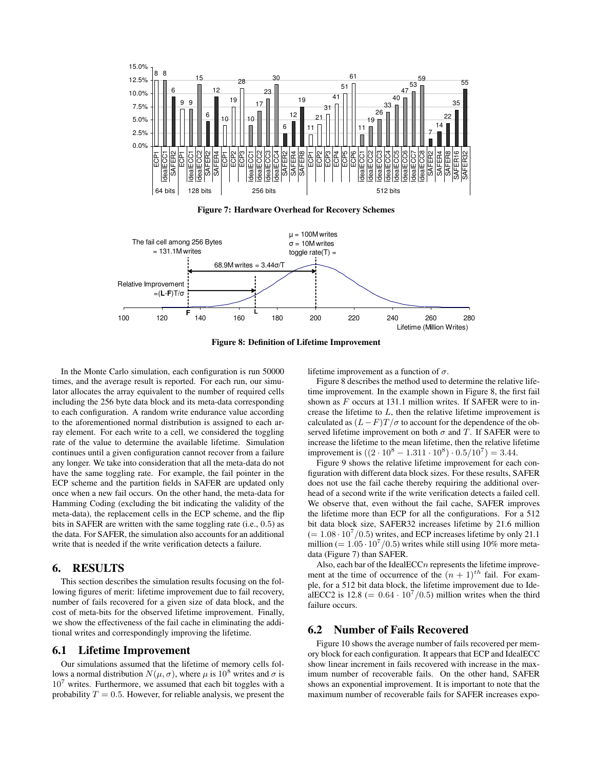Figure 7: Hardware Overhead for Recovery Schemes

Figure 8: Definition of Lifetime Improvement

In the Monte Carlo simulation, each configuration is run 50000 times, and the average result is reported. For each run, our simulator allocates the array equivalent to the number of required cells including the 256 byte data block and its meta-data corresponding to each configuration. A random write endurance value according to the aforementioned normal distribution is assigned to each array element. For each write to a cell, we considered the toggling rate of the value to determine the available lifetime. Simulation continues until a given configuration cannot recover from a failure any longer. We take into consideration that all the meta-data do not have the same toggling rate. For example, the fail pointer in the ECP scheme and the partition fields in SAFER are updated only once when a new fail occurs. On the other hand, the meta-data for Hamming Coding (excluding the bit indicating the validity of the meta-data), the replacement cells in the ECP scheme, and the flip bits in SAFER are written with the same toggling rate (i.e., 0.5) as the data. For SAFER, the simulation also accounts for an additional write that is needed if the write verification detects a failure.

## 6. RESULTS

This section describes the simulation results focusing on the following figures of merit: lifetime improvement due to fail recovery, number of fails recovered for a given size of data block, and the cost of meta-bits for the observed lifetime improvement. Finally, we show the effectiveness of the fail cache in eliminating the additional writes and correspondingly improving the lifetime.

### 6.1 Lifetime Improvement

Our simulations assumed that the lifetime of memory cells follows a normal distribution $N(\mu, \sigma)$, where $\mu$ is $10^8$ writes and $\sigma$ is $10^7$ writes. Furthermore, we assumed that each bit toggles with a probability $T = 0.5$. However, for reliable analysis, we present the lifetime improvement as a function of $\sigma$.

Figure 8 describes the method used to determine the relative lifetime improvement. In the example shown in Figure 8, the first fail shown as $F$ occurs at 131.1 million writes. If SAFER were to increase the lifetime to $L$, then the relative lifetime improvement is calculated as $(L-F)T/\sigma$ to account for the dependence of the observed lifetime improvement on both $\sigma$ and $T$. If SAFER were to increase the lifetime to the mean lifetime, then the relative lifetime improvement is $((2 \cdot 10^8 - 1.311 \cdot 10^8) \cdot 0.5/10^7) = 3.44$.

Figure 9 shows the relative lifetime improvement for each configuration with different data block sizes. For these results, SAFER does not use the fail cache thereby requiring the additional overhead of a second write if the write verification detects a failed cell. We observe that, even without the fail cache, SAFER improves the lifetime more than ECP for all the configurations. For a 512 bit data block size, SAFER32 increases lifetime by 21.6 million $(= 1.08 \cdot 10^7/0.5)$ writes, and ECP increases lifetime by only 21.1 million $(= 1.05 \cdot 10^7/0.5)$ writes while still using 10% more metadata (Figure 7) than SAFER.

Also, each bar of the IdealECC$n$ represents the lifetime improvement at the time of occurrence of the $(n+1)^{th}$ fail. For example, for a 512 bit data block, the lifetime improvement due to IdealECC2 is 12.8 $(= 0.64 \cdot 10^7/0.5)$ million writes when the third failure occurs.

### 6.2 Number of Fails Recovered

Figure 10 shows the average number of fails recovered per memory block for each configuration. It appears that ECP and IdealECC show linear increment in fails recovered with increase in the maximum number of recoverable fails. On the other hand, SAFER shows an exponential improvement. It is important to note that the maximum number of recoverable fails for SAFER increases expo-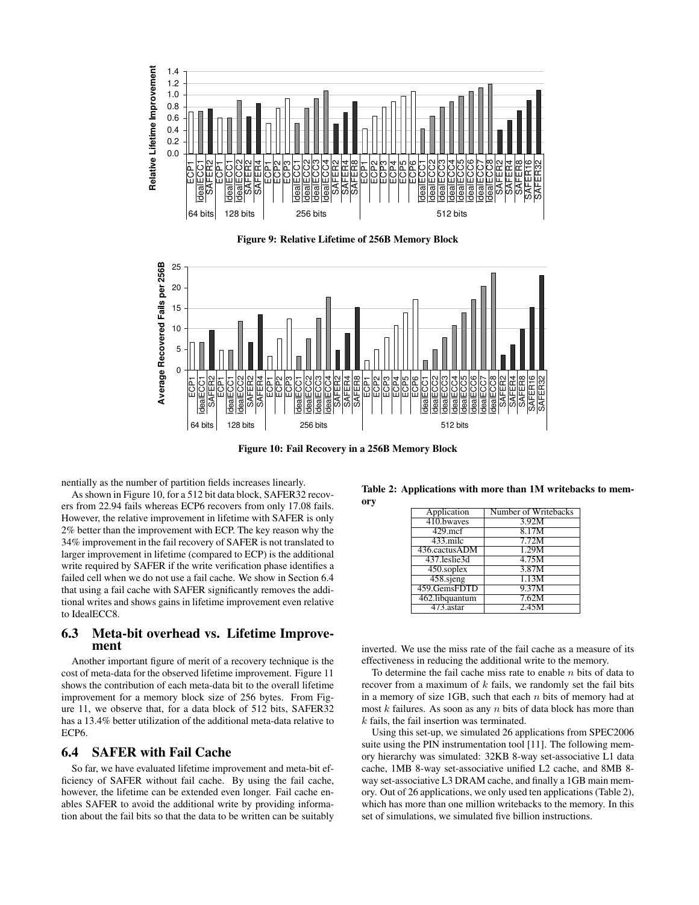Figure 9: Relative Lifetime of 256B Memory Block

Figure 10: Fail Recovery in a 256B Memory Block

nentially as the number of partition fields increases linearly.

As shown in Figure 10, for a 512 bit data block, SAFER32 recovers from 22.94 fails whereas ECP6 recovers from only 17.08 fails. However, the relative improvement in lifetime with SAFER is only 2% better than the improvement with ECP. The key reason why the 34% improvement in the fail recovery of SAFER is not translated to larger improvement in lifetime (compared to ECP) is the additional write required by SAFER if the write verification phase identifies a failed cell when we do not use a fail cache. We show in Section 6.4 that using a fail cache with SAFER significantly removes the additional writes and shows gains in lifetime improvement even relative to IdealECC8.

## 6.3 Meta-bit overhead vs. Lifetime Improvement

Another important figure of merit of a recovery technique is the cost of meta-data for the observed lifetime improvement. Figure 11 shows the contribution of each meta-data bit to the overall lifetime improvement for a memory block size of 256 bytes. From Figure 11, we observe that, for a data block of 512 bits, SAFER32 has a 13.4% better utilization of the additional meta-data relative to ECP6.

## 6.4 SAFER with Fail Cache

So far, we have evaluated lifetime improvement and meta-bit efficiency of SAFER without fail cache. By using the fail cache, however, the lifetime can be extended even longer. Fail cache enables SAFER to avoid the additional write by providing information about the fail bits so that the data to be written can be suitably inverted. We use the miss rate of the fail cache as a measure of its effectiveness in reducing the additional write to the memory.

**Table 2: Applications with more than 1M writebacks to memory**

| Application | Number of Writebacks |
|---|---|
| 410.bwaves | 3.92M |
| 429.mcf | 8.17M |
| 433.milc | 7.72M |
| 436.cactusADM | 1.29M |
| 437.leslie3d | 4.75M |
| 450.soplex | 3.87M |
| 458.sjeng | 1.13M |
| 459.GemsFDTD | 9.37M |
| 462.libquantum | 7.62M |
| 473.astar | 2.45M |

To determine the fail cache miss rate to enable $n$ bits of data to recover from a maximum of $k$ fails, we randomly set the fail bits in a memory of size 1GB, such that each $n$ bits of memory had at most $k$ failures. As soon as any $n$ bits of data block has more than $k$ fails, the fail insertion was terminated.

Using this set-up, we simulated 26 applications from SPEC2006 suite using the PIN instrumentation tool [11]. The following memory hierarchy was simulated: 32KB 8-way set-associative L1 data cache, 1MB 8-way set-associative unified L2 cache, and 8MB 8-way set-associative L3 DRAM cache, and finally a 1GB main memory. Out of 26 applications, we only used ten applications (Table 2), which has more than one million writebacks to the memory. In this set of simulations, we simulated five billion instructions.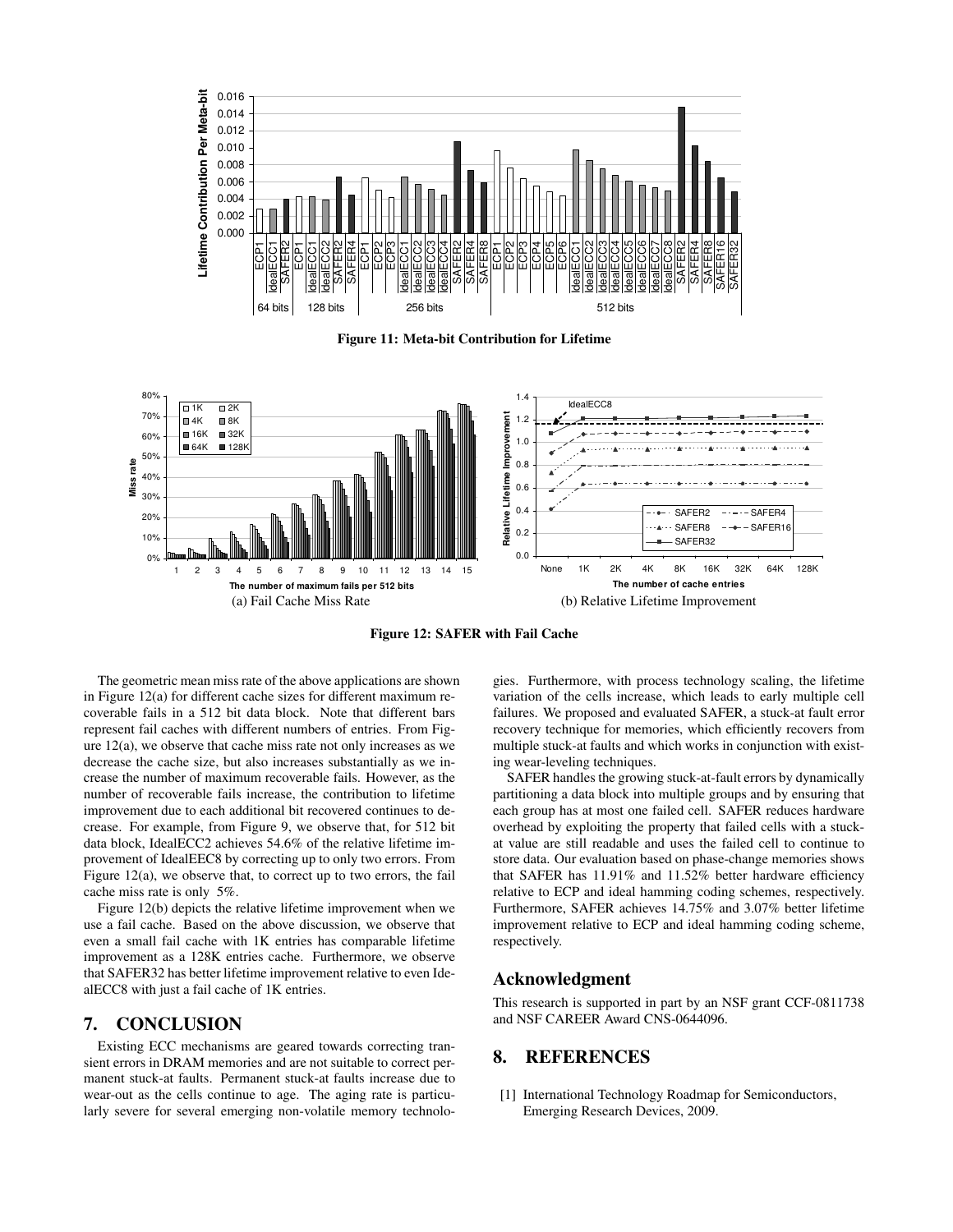**Figure 11: Meta-bit Contribution for Lifetime**

**Figure 12: SAFER with Fail Cache**

(a) Fail Cache Miss Rate

(b) Relative Lifetime Improvement

The geometric mean miss rate of the above applications are shown in Figure 12(a) for different cache sizes for different maximum recoverable fails in a 512 bit data block. Note that different bars represent fail caches with different numbers of entries. From Figure 12(a), we observe that cache miss rate not only increases as we decrease the cache size, but also increases substantially as we increase the number of maximum recoverable fails. However, as the number of recoverable fails increase, the contribution to lifetime improvement due to each additional bit recovered continues to decrease. For example, from Figure 9, we observe that, for 512 bit data block, IdealECC2 achieves 54.6% of the relative lifetime improvement of IdealEEC8 by correcting up to only two errors. From Figure 12(a), we observe that, to correct up to two errors, the fail cache miss rate is only 5%.

Figure 12(b) depicts the relative lifetime improvement when we use a fail cache. Based on the above discussion, we observe that even a small fail cache with 1K entries has comparable lifetime improvement as a 128K entries cache. Furthermore, we observe that SAFER32 has better lifetime improvement relative to even IdealECC8 with just a fail cache of 1K entries.

## 7. CONCLUSION

Existing ECC mechanisms are geared towards correcting transient errors in DRAM memories and are not suitable to correct permanent stuck-at faults. Permanent stuck-at faults increase due to wear-out as the cells continue to age. The aging rate is particularly severe for several emerging non-volatile memory technologies. Furthermore, with process technology scaling, the lifetime variation of the cells increase, which leads to early multiple cell failures. We proposed and evaluated SAFER, a stuck-at fault error recovery technique for memories, which efficiently recovers from multiple stuck-at faults and which works in conjunction with existing wear-leveling techniques.

SAFER handles the growing stuck-at-fault errors by dynamically partitioning a data block into multiple groups and by ensuring that each group has at most one failed cell. SAFER reduces hardware overhead by exploiting the property that failed cells with a stuck-at value are still readable and uses the failed cell to continue to store data. Our evaluation based on phase-change memories shows that SAFER has 11.91% and 11.52% better hardware efficiency relative to ECP and ideal hamming coding schemes, respectively. Furthermore, SAFER achieves 14.75% and 3.07% better lifetime improvement relative to ECP and ideal hamming coding scheme, respectively.

## Acknowledgment

This research is supported in part by an NSF grant CCF-0811738 and NSF CAREER Award CNS-0644096.

## 8. REFERENCES

[1] International Technology Roadmap for Semiconductors, Emerging Research Devices, 2009.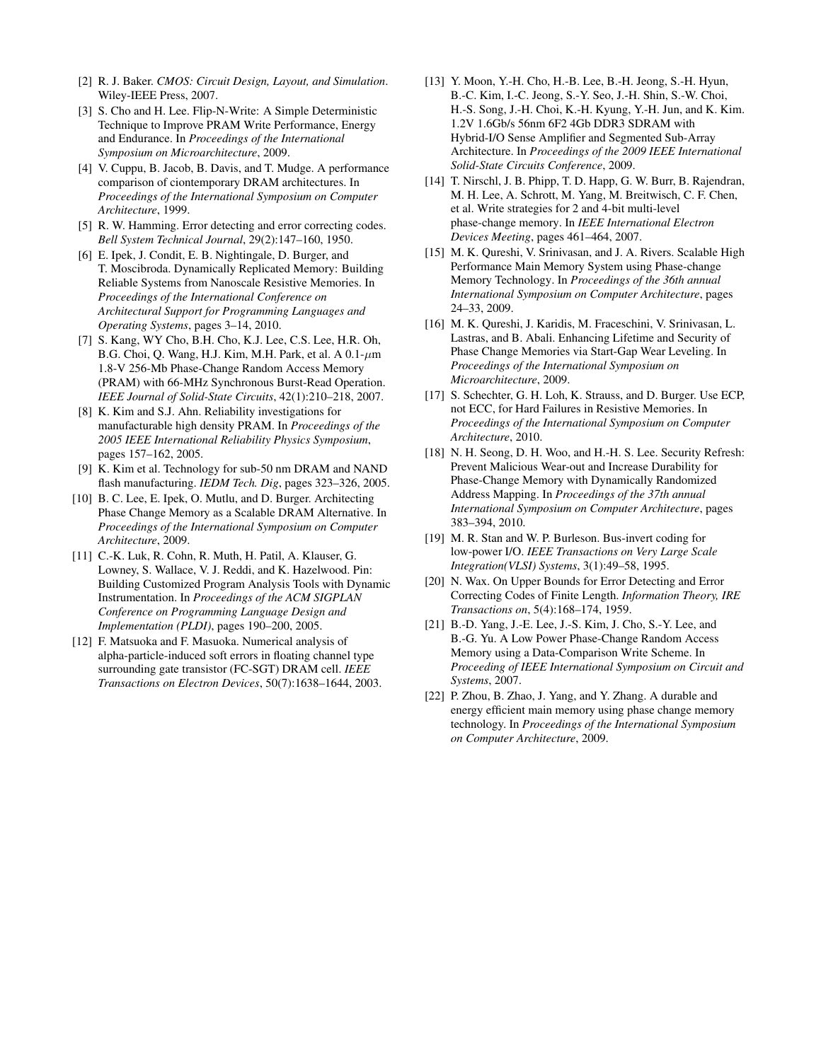[2] R. J. Baker. *CMOS: Circuit Design, Layout, and Simulation*. Wiley-IEEE Press, 2007.

[3] S. Cho and H. Lee. Flip-N-Write: A Simple Deterministic Technique to Improve PRAM Write Performance, Energy and Endurance. In *Proceedings of the International Symposium on Microarchitecture*, 2009.

[4] V. Cuppu, B. Jacob, B. Davis, and T. Mudge. A performance comparison of ciontemporary DRAM architectures. In *Proceedings of the International Symposium on Computer Architecture*, 1999.

[5] R. W. Hamming. Error detecting and error correcting codes. *Bell System Technical Journal*, 29(2):147–160, 1950.

[6] E. Ipek, J. Condit, E. B. Nightingale, D. Burger, and T. Moscibroda. Dynamically Replicated Memory: Building Reliable Systems from Nanoscale Resistive Memories. In *Proceedings of the International Conference on Architectural Support for Programming Languages and Operating Systems*, pages 3–14, 2010.

[7] S. Kang, WY Cho, B.H. Cho, K.J. Lee, C.S. Lee, H.R. Oh, B.G. Choi, Q. Wang, H.J. Kim, M.H. Park, et al. A 0.1-$\mu$m 1.8-V 256-Mb Phase-Change Random Access Memory (PRAM) with 66-MHz Synchronous Burst-Read Operation. *IEEE Journal of Solid-State Circuits*, 42(1):210–218, 2007.

[8] K. Kim and S.J. Ahn. Reliability investigations for manufacturable high density PRAM. In *Proceedings of the 2005 IEEE International Reliability Physics Symposium*, pages 157–162, 2005.

[9] K. Kim et al. Technology for sub-50 nm DRAM and NAND flash manufacturing. *IEDM Tech. Dig*, pages 323–326, 2005.

[10] B. C. Lee, E. Ipek, O. Mutlu, and D. Burger. Architecting Phase Change Memory as a Scalable DRAM Alternative. In *Proceedings of the International Symposium on Computer Architecture*, 2009.

[11] C.-K. Luk, R. Cohn, R. Muth, H. Patil, A. Klauser, G. Lowney, S. Wallace, V. J. Reddi, and K. Hazelwood. Pin: Building Customized Program Analysis Tools with Dynamic Instrumentation. In *Proceedings of the ACM SIGPLAN Conference on Programming Language Design and Implementation (PLDI)*, pages 190–200, 2005.

[12] F. Matsuoka and F. Masuoka. Numerical analysis of alpha-particle-induced soft errors in floating channel type surrounding gate transistor (FC-SGT) DRAM cell. *IEEE Transactions on Electron Devices*, 50(7):1638–1644, 2003.

[13] Y. Moon, Y.-H. Cho, H.-B. Lee, B.-H. Jeong, S.-H. Hyun, B.-C. Kim, I.-C. Jeong, S.-Y. Seo, J.-H. Shin, S.-W. Choi, H.-S. Song, J.-H. Choi, K.-H. Kyung, Y.-H. Jun, and K. Kim. 1.2V 1.6Gb/s 56nm 6F2 4Gb DDR3 SDRAM with Hybrid-I/O Sense Amplifier and Segmented Sub-Array Architecture. In *Proceedings of the 2009 IEEE International Solid-State Circuits Conference*, 2009.

[14] T. Nirschl, J. B. Phipp, T. D. Happ, G. W. Burr, B. Rajendran, M. H. Lee, A. Schrott, M. Yang, M. Breitwisch, C. F. Chen, et al. Write strategies for 2 and 4-bit multi-level phase-change memory. In *IEEE International Electron Devices Meeting*, pages 461–464, 2007.

[15] M. K. Qureshi, V. Srinivasan, and J. A. Rivers. Scalable High Performance Main Memory System using Phase-change Memory Technology. In *Proceedings of the 36th annual International Symposium on Computer Architecture*, pages 24–33, 2009.

[16] M. K. Qureshi, J. Karidis, M. Fraceschini, V. Srinivasan, L. Lastras, and B. Abali. Enhancing Lifetime and Security of Phase Change Memories via Start-Gap Wear Leveling. In *Proceedings of the International Symposium on Microarchitecture*, 2009.

[17] S. Schechter, G. H. Loh, K. Strauss, and D. Burger. Use ECP, not ECC, for Hard Failures in Resistive Memories. In *Proceedings of the International Symposium on Computer Architecture*, 2010.

[18] N. H. Seong, D. H. Woo, and H.-H. S. Lee. Security Refresh: Prevent Malicious Wear-out and Increase Durability for Phase-Change Memory with Dynamically Randomized Address Mapping. In *Proceedings of the 37th annual International Symposium on Computer Architecture*, pages 383–394, 2010.

[19] M. R. Stan and W. P. Burleson. Bus-invert coding for low-power I/O. *IEEE Transactions on Very Large Scale Integration(VLSI) Systems*, 3(1):49–58, 1995.

[20] N. Wax. On Upper Bounds for Error Detecting and Error Correcting Codes of Finite Length. *Information Theory, IRE Transactions on*, 5(4):168–174, 1959.

[21] B.-D. Yang, J.-E. Lee, J.-S. Kim, J. Cho, S.-Y. Lee, and B.-G. Yu. A Low Power Phase-Change Random Access Memory using a Data-Comparison Write Scheme. In *Proceeding of IEEE International Symposium on Circuit and Systems*, 2007.

[22] P. Zhou, B. Zhao, J. Yang, and Y. Zhang. A durable and energy efficient main memory using phase change memory technology. In *Proceedings of the International Symposium on Computer Architecture*, 2009.